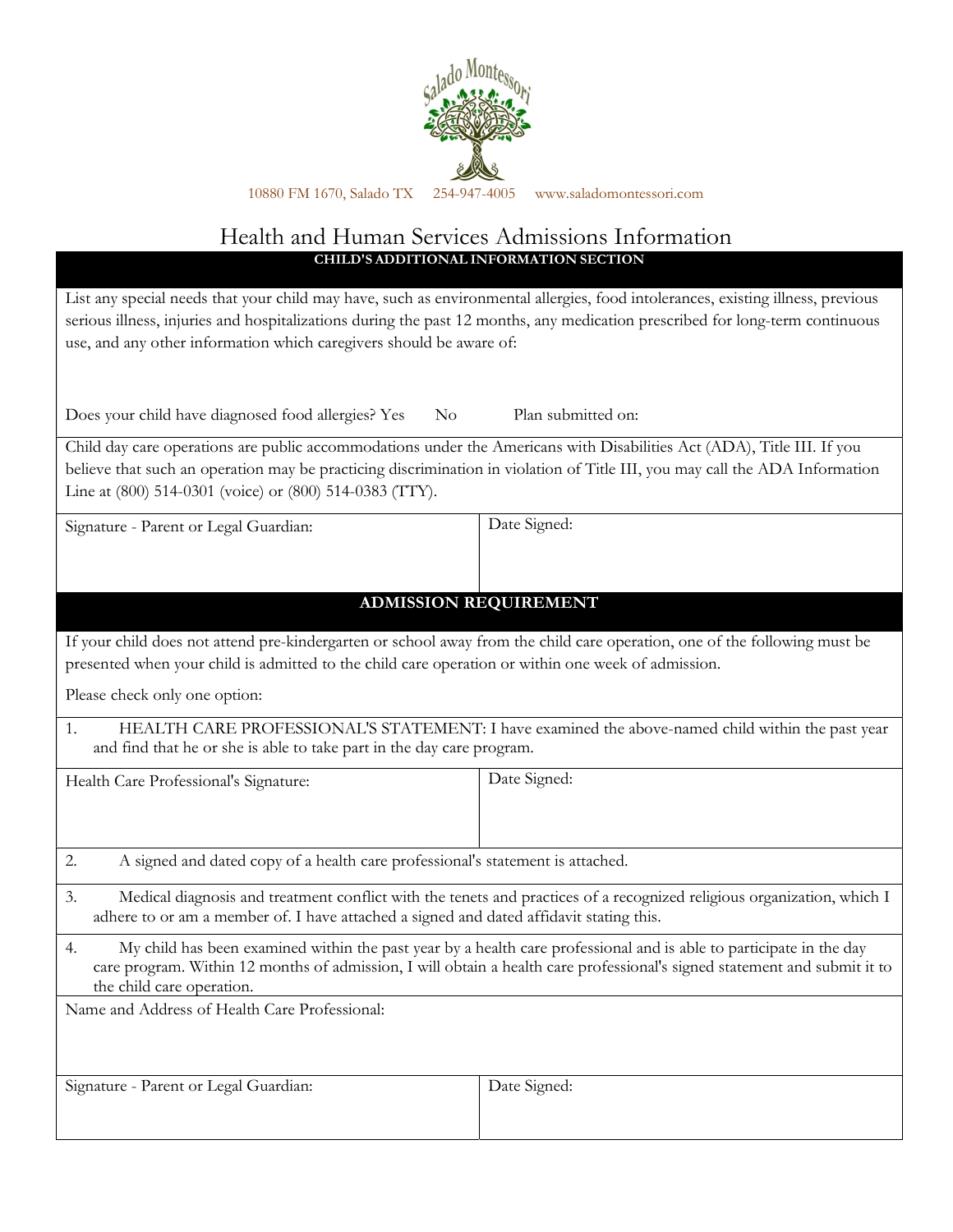Salado Montessori

10880 FM 1670, Salado TX 254-947-4005 www.saladomontessori.com

# Health and Human Services Admissions Information

## CHILD'S ADDITIONAL INFORMATION SECTION

List any special needs that your child may have, such as environmental allergies, food intolerances, existing illness, previous serious illness, injuries and hospitalizations during the past 12 months, any medication prescribed for long-term continuous use, and any other information which caregivers should be aware of:

Does your child have diagnosed food allergies? Yes No Plan submitted on:

Child day care operations are public accommodations under the Americans with Disabilities Act (ADA), Title III. If you believe that such an operation may be practicing discrimination in violation of Title III, you may call the ADA Information Line at (800) 514-0301 (voice) or (800) 514-0383 (TTY).

| Signature - Parent or Legal Guardian: | Date Signed: |
|---|---|

## ADMISSION REQUIREMENT

If your child does not attend pre-kindergarten or school away from the child care operation, one of the following must be presented when your child is admitted to the child care operation or within one week of admission.

Please check only one option:

1. HEALTH CARE PROFESSIONAL'S STATEMENT: I have examined the above-named child within the past year and find that he or she is able to take part in the day care program.

| Health Care Professional's Signature: | Date Signed: |
|---|---|

2. A signed and dated copy of a health care professional's statement is attached.

3. Medical diagnosis and treatment conflict with the tenets and practices of a recognized religious organization, which I adhere to or am a member of. I have attached a signed and dated affidavit stating this.

4. My child has been examined within the past year by a health care professional and is able to participate in the day care program. Within 12 months of admission, I will obtain a health care professional's signed statement and submit it to the child care operation.

Name and Address of Health Care Professional:

| Signature - Parent or Legal Guardian: | Date Signed: |
|---|---|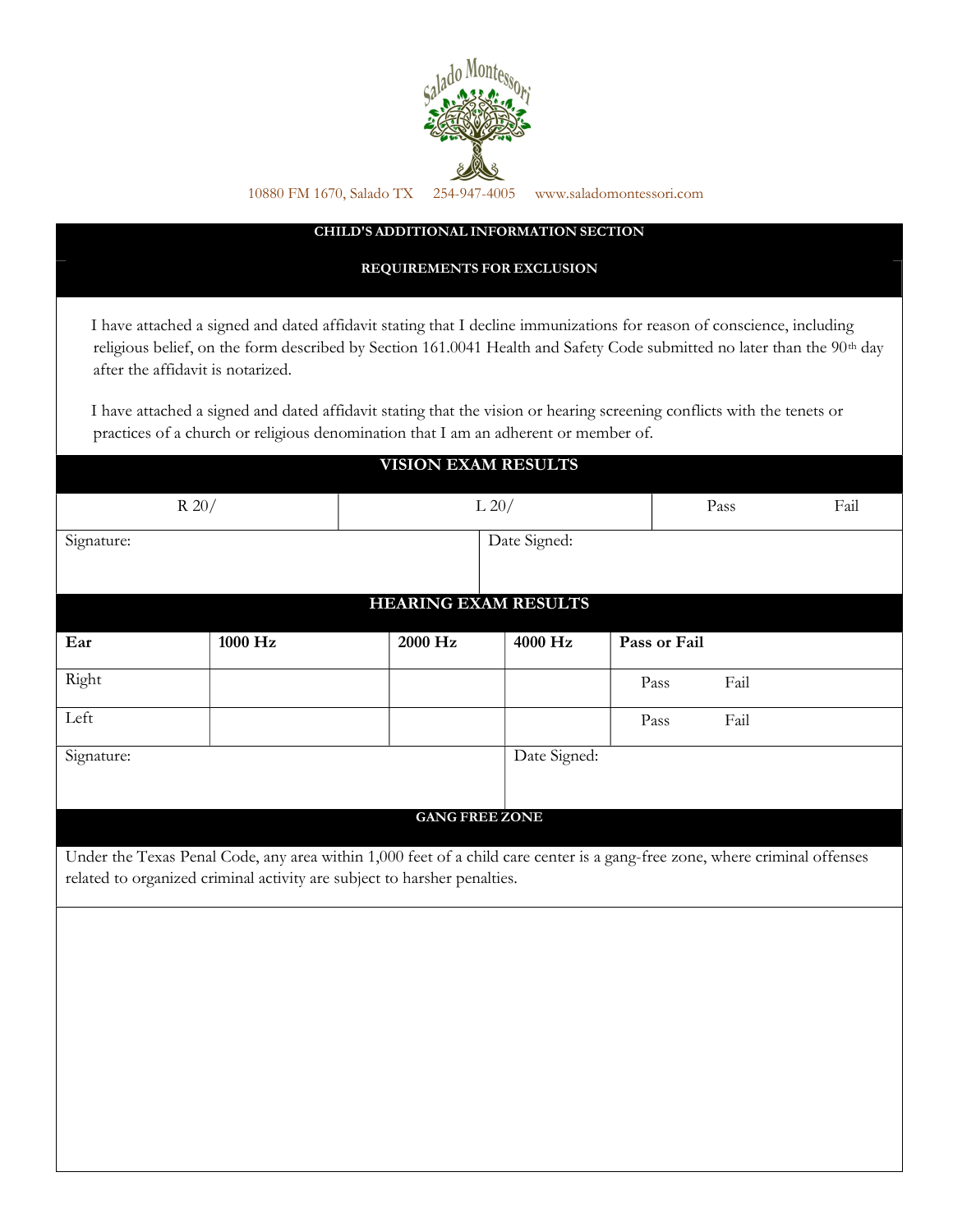Salado Montessori

10880 FM 1670, Salado TX 254-947-4005 www.saladomontessori.com

## CHILD'S ADDITIONAL INFORMATION SECTION

### REQUIREMENTS FOR EXCLUSION

I have attached a signed and dated affidavit stating that I decline immunizations for reason of conscience, including religious belief, on the form described by Section 161.0041 Health and Safety Code submitted no later than the 90th day after the affidavit is notarized.

I have attached a signed and dated affidavit stating that the vision or hearing screening conflicts with the tenets or practices of a church or religious denomination that I am an adherent or member of.

### VISION EXAM RESULTS

| R 20/ | L 20/ | Pass | Fail |
|---|---|---|---|

| Signature: | Date Signed: |
|---|---|

### HEARING EXAM RESULTS

| Ear | 1000 Hz | 2000 Hz | 4000 Hz | Pass or Fail |
|---|---|---|---|---|
| Right | | | | Pass Fail |
| Left | | | | Pass Fail |

| Signature: | Date Signed: |
|---|---|

### GANG FREE ZONE

Under the Texas Penal Code, any area within 1,000 feet of a child care center is a gang-free zone, where criminal offenses related to organized criminal activity are subject to harsher penalties.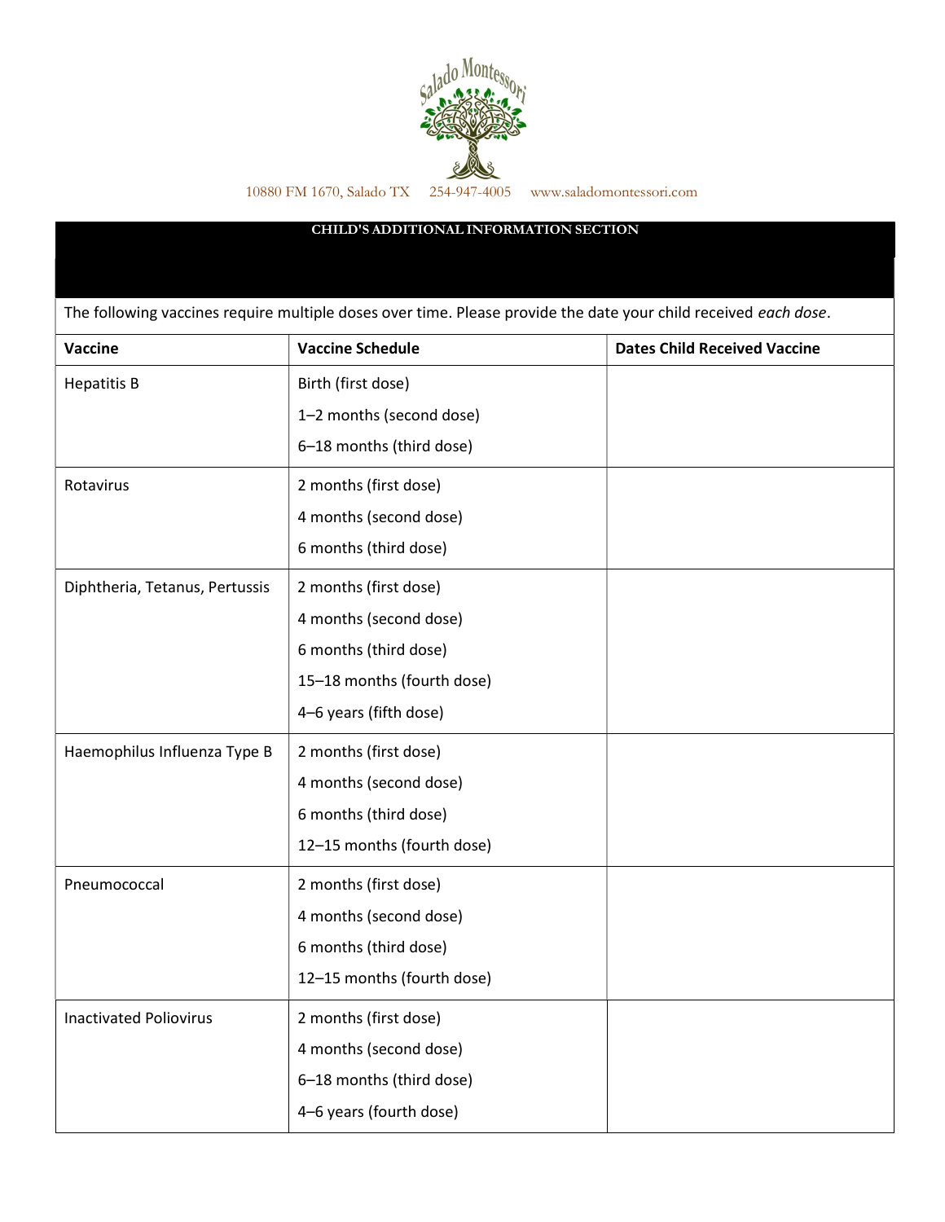10880 FM 1670, Salado TX 254-947-4005 www.saladomontessori.com

**CHILD'S ADDITIONAL INFORMATION SECTION**

The following vaccines require multiple doses over time. Please provide the date your child received *each dose*.

| Vaccine | Vaccine Schedule | Dates Child Received Vaccine |
|---|---|---|
| Hepatitis B | Birth (first dose)<br>1–2 months (second dose)<br>6–18 months (third dose) | |
| Rotavirus | 2 months (first dose)<br>4 months (second dose)<br>6 months (third dose) | |
| Diphtheria, Tetanus, Pertussis | 2 months (first dose)<br>4 months (second dose)<br>6 months (third dose)<br>15–18 months (fourth dose)<br>4–6 years (fifth dose) | |
| Haemophilus Influenza Type B | 2 months (first dose)<br>4 months (second dose)<br>6 months (third dose)<br>12–15 months (fourth dose) | |
| Pneumococcal | 2 months (first dose)<br>4 months (second dose)<br>6 months (third dose)<br>12–15 months (fourth dose) | |
| Inactivated Poliovirus | 2 months (first dose)<br>4 months (second dose)<br>6–18 months (third dose)<br>4–6 years (fourth dose) | |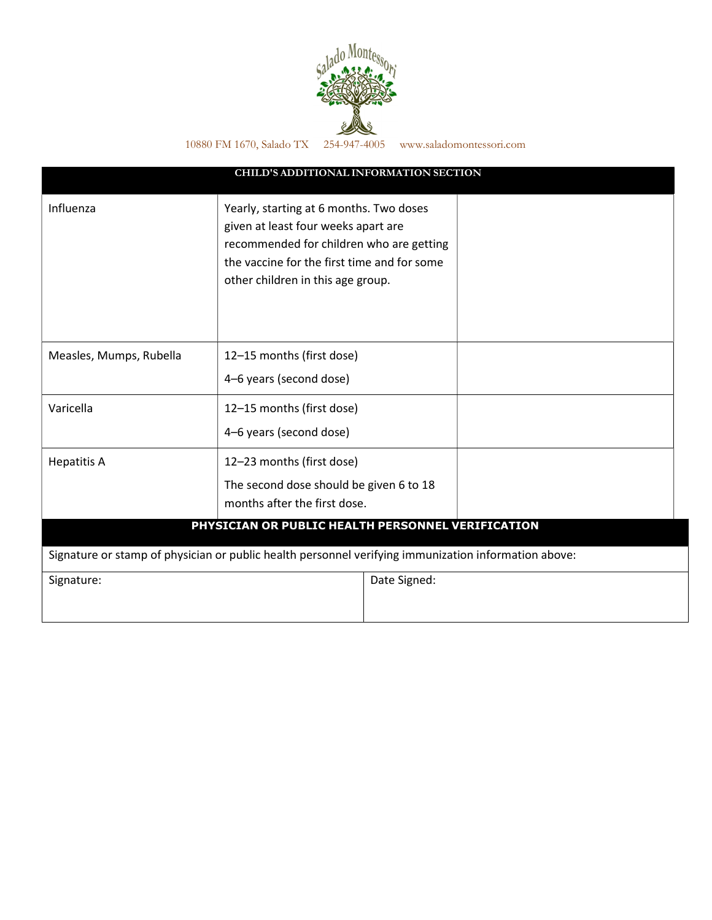Salado Montessori

10880 FM 1670, Salado TX 254-947-4005 www.saladomontessori.com

## CHILD'S ADDITIONAL INFORMATION SECTION

| | | |
|---|---|---|
| Influenza | Yearly, starting at 6 months. Two doses given at least four weeks apart are recommended for children who are getting the vaccine for the first time and for some other children in this age group. | |
| Measles, Mumps, Rubella | 12–15 months (first dose)<br>4–6 years (second dose) | |
| Varicella | 12–15 months (first dose)<br>4–6 years (second dose) | |
| Hepatitis A | 12–23 months (first dose)<br>The second dose should be given 6 to 18 months after the first dose. | |

## PHYSICIAN OR PUBLIC HEALTH PERSONNEL VERIFICATION

Signature or stamp of physician or public health personnel verifying immunization information above:

| | |
|---|---|
| Signature: | Date Signed: |